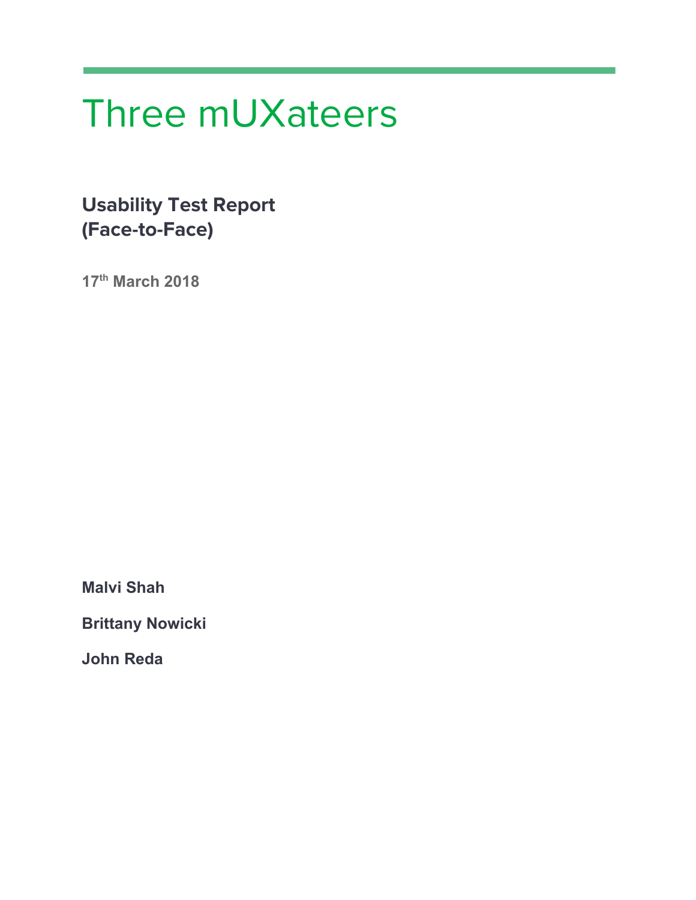# Three mUXateers

## Usability Test Report
## (Face-to-Face)

**17th March 2018**

**Malvi Shah**

**Brittany Nowicki**

**John Reda**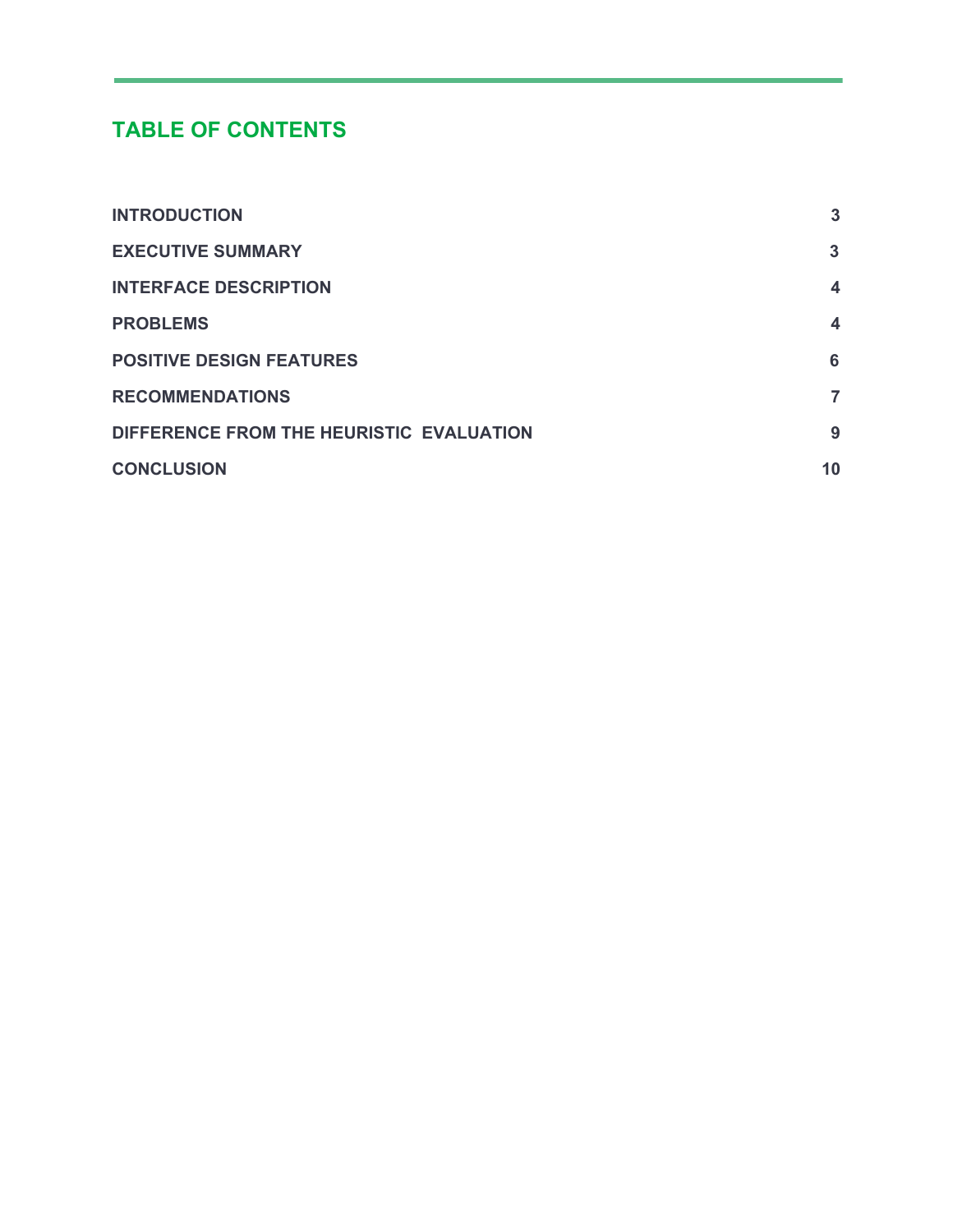## TABLE OF CONTENTS

| | |
|---|---|
| **INTRODUCTION** | **3** |
| **EXECUTIVE SUMMARY** | **3** |
| **INTERFACE DESCRIPTION** | **4** |
| **PROBLEMS** | **4** |
| **POSITIVE DESIGN FEATURES** | **6** |
| **RECOMMENDATIONS** | **7** |
| **DIFFERENCE FROM THE HEURISTIC EVALUATION** | **9** |
| **CONCLUSION** | **10** |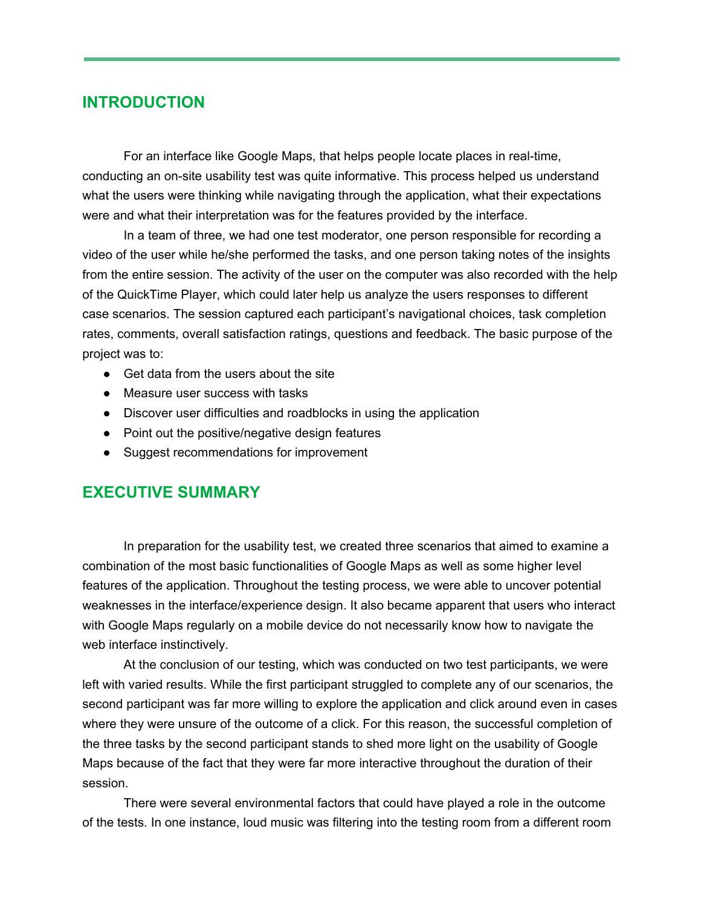## INTRODUCTION

For an interface like Google Maps, that helps people locate places in real-time, conducting an on-site usability test was quite informative. This process helped us understand what the users were thinking while navigating through the application, what their expectations were and what their interpretation was for the features provided by the interface.

In a team of three, we had one test moderator, one person responsible for recording a video of the user while he/she performed the tasks, and one person taking notes of the insights from the entire session. The activity of the user on the computer was also recorded with the help of the QuickTime Player, which could later help us analyze the users responses to different case scenarios. The session captured each participant's navigational choices, task completion rates, comments, overall satisfaction ratings, questions and feedback. The basic purpose of the project was to:

- Get data from the users about the site
- Measure user success with tasks
- Discover user difficulties and roadblocks in using the application
- Point out the positive/negative design features
- Suggest recommendations for improvement

## EXECUTIVE SUMMARY

In preparation for the usability test, we created three scenarios that aimed to examine a combination of the most basic functionalities of Google Maps as well as some higher level features of the application. Throughout the testing process, we were able to uncover potential weaknesses in the interface/experience design. It also became apparent that users who interact with Google Maps regularly on a mobile device do not necessarily know how to navigate the web interface instinctively.

At the conclusion of our testing, which was conducted on two test participants, we were left with varied results. While the first participant struggled to complete any of our scenarios, the second participant was far more willing to explore the application and click around even in cases where they were unsure of the outcome of a click. For this reason, the successful completion of the three tasks by the second participant stands to shed more light on the usability of Google Maps because of the fact that they were far more interactive throughout the duration of their session.

There were several environmental factors that could have played a role in the outcome of the tests. In one instance, loud music was filtering into the testing room from a different room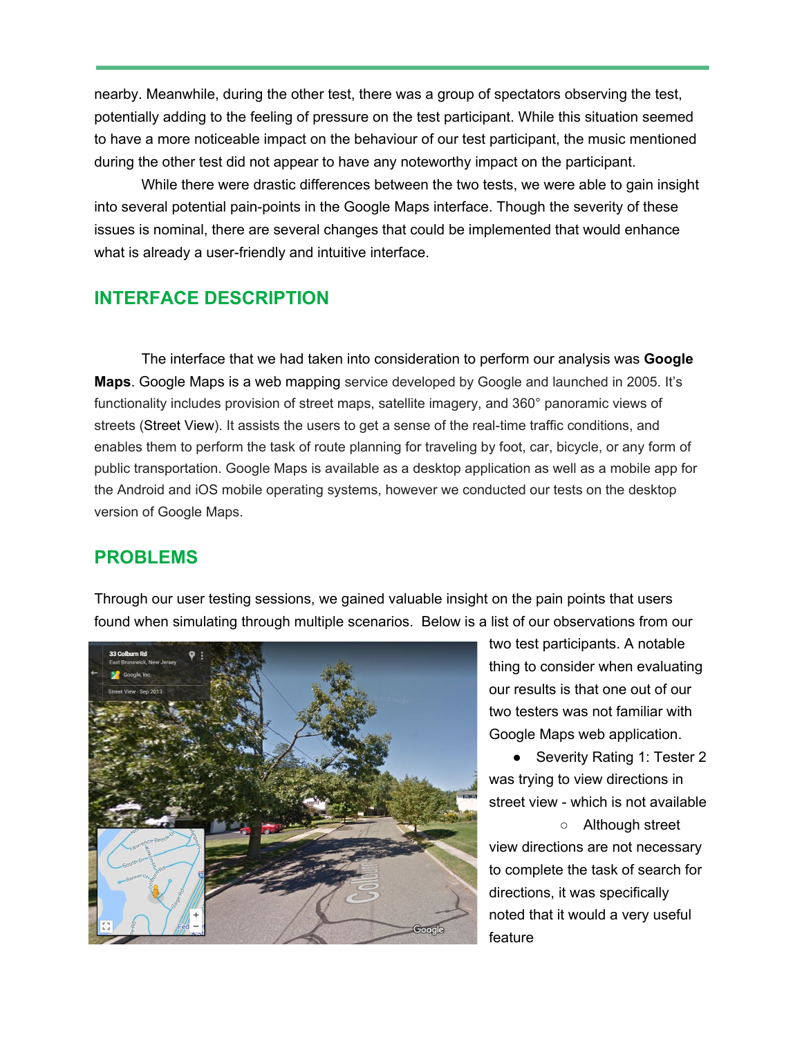nearby. Meanwhile, during the other test, there was a group of spectators observing the test, potentially adding to the feeling of pressure on the test participant. While this situation seemed to have a more noticeable impact on the behaviour of our test participant, the music mentioned during the other test did not appear to have any noteworthy impact on the participant.

While there were drastic differences between the two tests, we were able to gain insight into several potential pain-points in the Google Maps interface. Though the severity of these issues is nominal, there are several changes that could be implemented that would enhance what is already a user-friendly and intuitive interface.

## INTERFACE DESCRIPTION

The interface that we had taken into consideration to perform our analysis was **Google Maps**. Google Maps is a web mapping service developed by Google and launched in 2005. It's functionality includes provision of street maps, satellite imagery, and 360° panoramic views of streets (Street View). It assists the users to get a sense of the real-time traffic conditions, and enables them to perform the task of route planning for traveling by foot, car, bicycle, or any form of public transportation. Google Maps is available as a desktop application as well as a mobile app for the Android and iOS mobile operating systems, however we conducted our tests on the desktop version of Google Maps.

## PROBLEMS

Through our user testing sessions, we gained valuable insight on the pain points that users found when simulating through multiple scenarios. Below is a list of our observations from our two test participants. A notable thing to consider when evaluating our results is that one out of our two testers was not familiar with Google Maps web application.

- Severity Rating 1: Tester 2 was trying to view directions in street view - which is not available
    - Although street view directions are not necessary to complete the task of search for directions, it was specifically noted that it would a very useful feature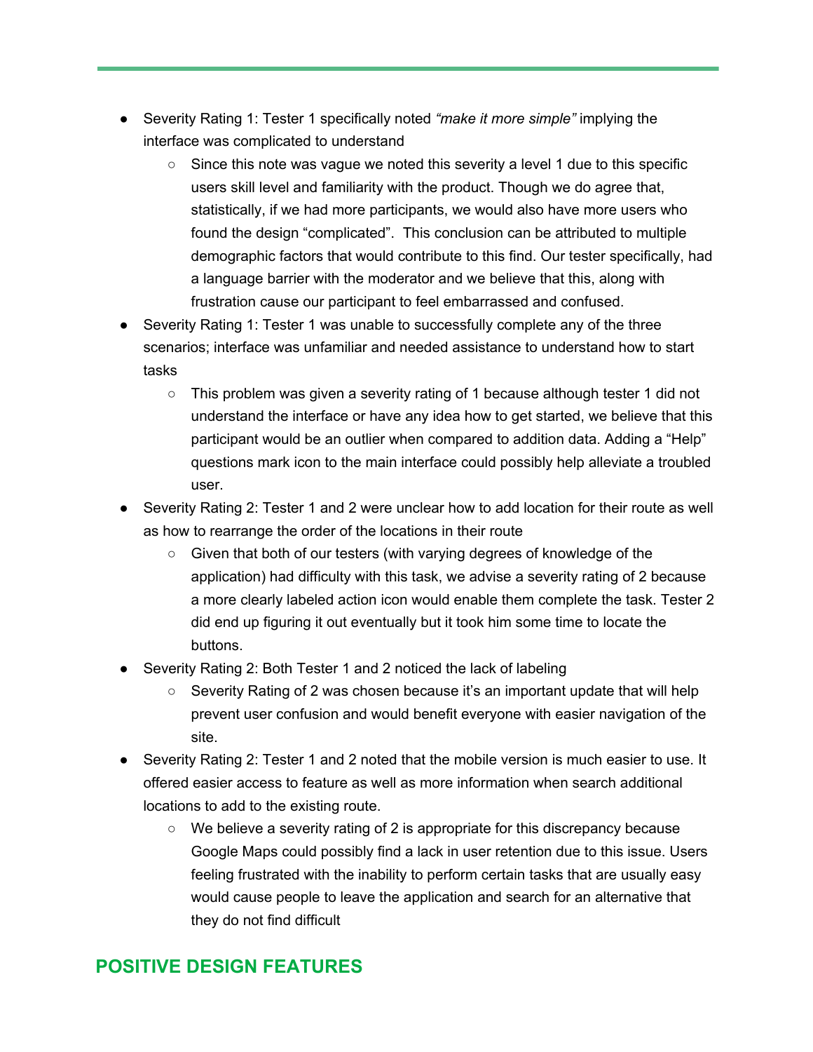- Severity Rating 1: Tester 1 specifically noted *"make it more simple"* implying the interface was complicated to understand
  - Since this note was vague we noted this severity a level 1 due to this specific users skill level and familiarity with the product. Though we do agree that, statistically, if we had more participants, we would also have more users who found the design "complicated". This conclusion can be attributed to multiple demographic factors that would contribute to this find. Our tester specifically, had a language barrier with the moderator and we believe that this, along with frustration cause our participant to feel embarrassed and confused.
- Severity Rating 1: Tester 1 was unable to successfully complete any of the three scenarios; interface was unfamiliar and needed assistance to understand how to start tasks
  - This problem was given a severity rating of 1 because although tester 1 did not understand the interface or have any idea how to get started, we believe that this participant would be an outlier when compared to addition data. Adding a "Help" questions mark icon to the main interface could possibly help alleviate a troubled user.
- Severity Rating 2: Tester 1 and 2 were unclear how to add location for their route as well as how to rearrange the order of the locations in their route
  - Given that both of our testers (with varying degrees of knowledge of the application) had difficulty with this task, we advise a severity rating of 2 because a more clearly labeled action icon would enable them complete the task. Tester 2 did end up figuring it out eventually but it took him some time to locate the buttons.
- Severity Rating 2: Both Tester 1 and 2 noticed the lack of labeling
  - Severity Rating of 2 was chosen because it's an important update that will help prevent user confusion and would benefit everyone with easier navigation of the site.
- Severity Rating 2: Tester 1 and 2 noted that the mobile version is much easier to use. It offered easier access to feature as well as more information when search additional locations to add to the existing route.
  - We believe a severity rating of 2 is appropriate for this discrepancy because Google Maps could possibly find a lack in user retention due to this issue. Users feeling frustrated with the inability to perform certain tasks that are usually easy would cause people to leave the application and search for an alternative that they do not find difficult

## POSITIVE DESIGN FEATURES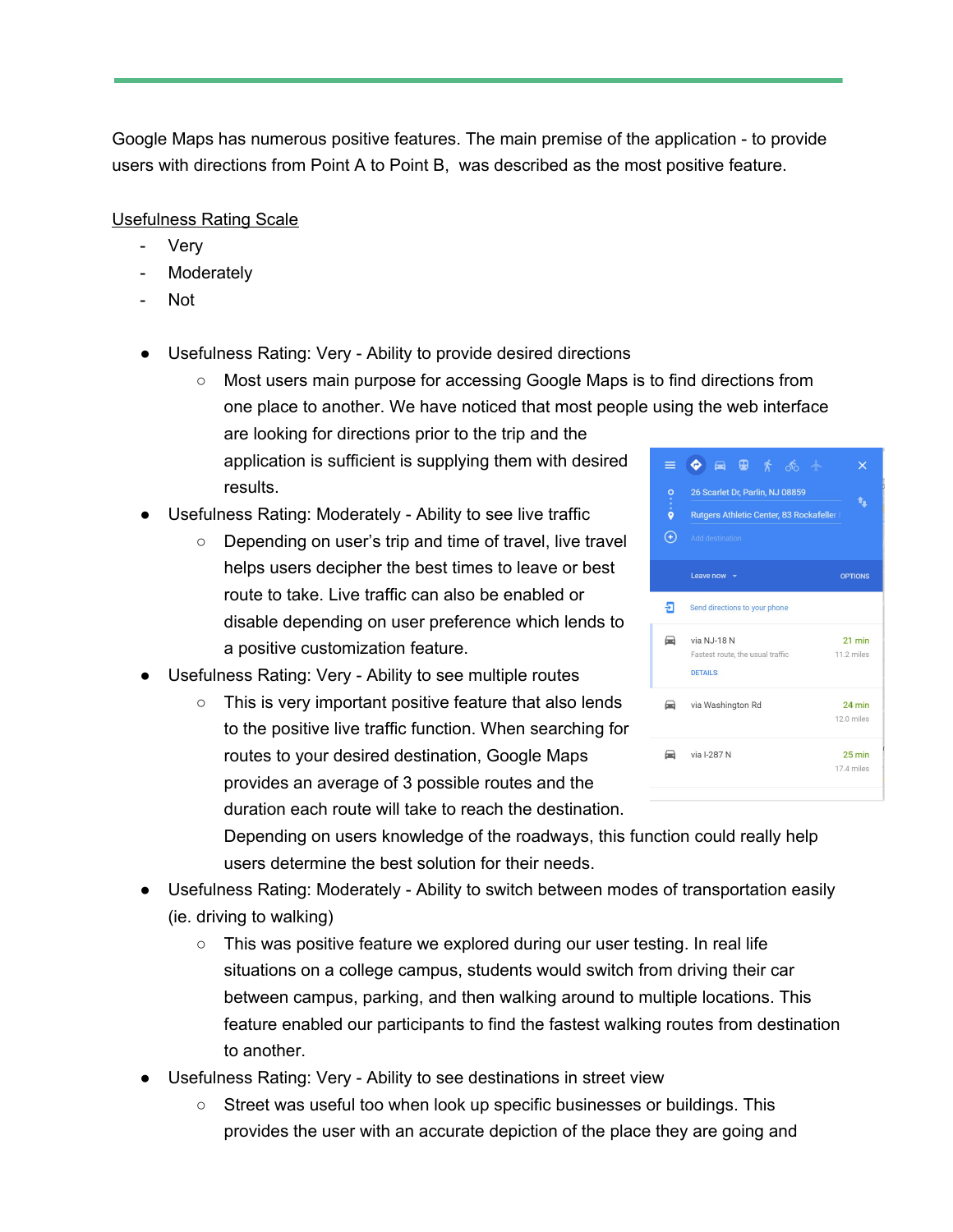Google Maps has numerous positive features. The main premise of the application - to provide users with directions from Point A to Point B, was described as the most positive feature.

<u>Usefulness Rating Scale</u>

- Very
- Moderately
- Not

- Usefulness Rating: Very - Ability to provide desired directions
  - Most users main purpose for accessing Google Maps is to find directions from one place to another. We have noticed that most people using the web interface are looking for directions prior to the trip and the application is sufficient is supplying them with desired results.
- Usefulness Rating: Moderately - Ability to see live traffic
  - Depending on user's trip and time of travel, live travel helps users decipher the best times to leave or best route to take. Live traffic can also be enabled or disable depending on user preference which lends to a positive customization feature.
- Usefulness Rating: Very - Ability to see multiple routes
  - This is very important positive feature that also lends to the positive live traffic function. When searching for routes to your desired destination, Google Maps provides an average of 3 possible routes and the duration each route will take to reach the destination. Depending on users knowledge of the roadways, this function could really help users determine the best solution for their needs.
- Usefulness Rating: Moderately - Ability to switch between modes of transportation easily (ie. driving to walking)
  - This was positive feature we explored during our user testing. In real life situations on a college campus, students would switch from driving their car between campus, parking, and then walking around to multiple locations. This feature enabled our participants to find the fastest walking routes from destination to another.
- Usefulness Rating: Very - Ability to see destinations in street view
  - Street was useful too when look up specific businesses or buildings. This provides the user with an accurate depiction of the place they are going and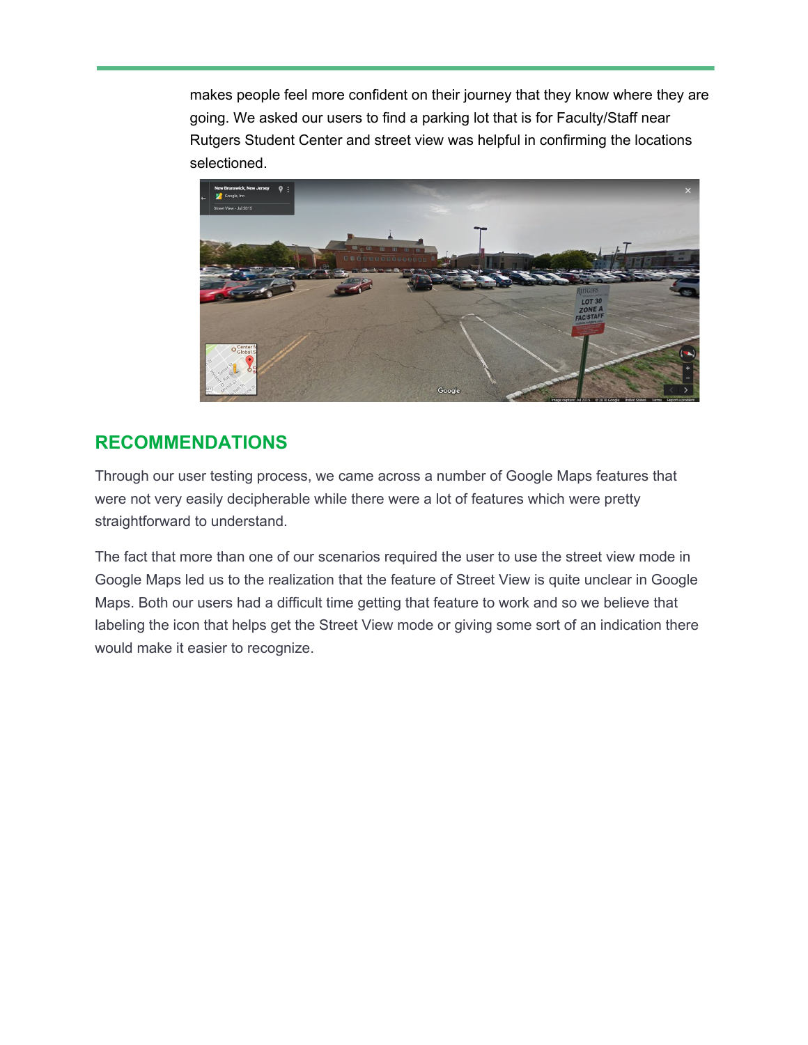makes people feel more confident on their journey that they know where they are going. We asked our users to find a parking lot that is for Faculty/Staff near Rutgers Student Center and street view was helpful in confirming the locations selectioned.

## RECOMMENDATIONS

Through our user testing process, we came across a number of Google Maps features that were not very easily decipherable while there were a lot of features which were pretty straightforward to understand.

The fact that more than one of our scenarios required the user to use the street view mode in Google Maps led us to the realization that the feature of Street View is quite unclear in Google Maps. Both our users had a difficult time getting that feature to work and so we believe that labeling the icon that helps get the Street View mode or giving some sort of an indication there would make it easier to recognize.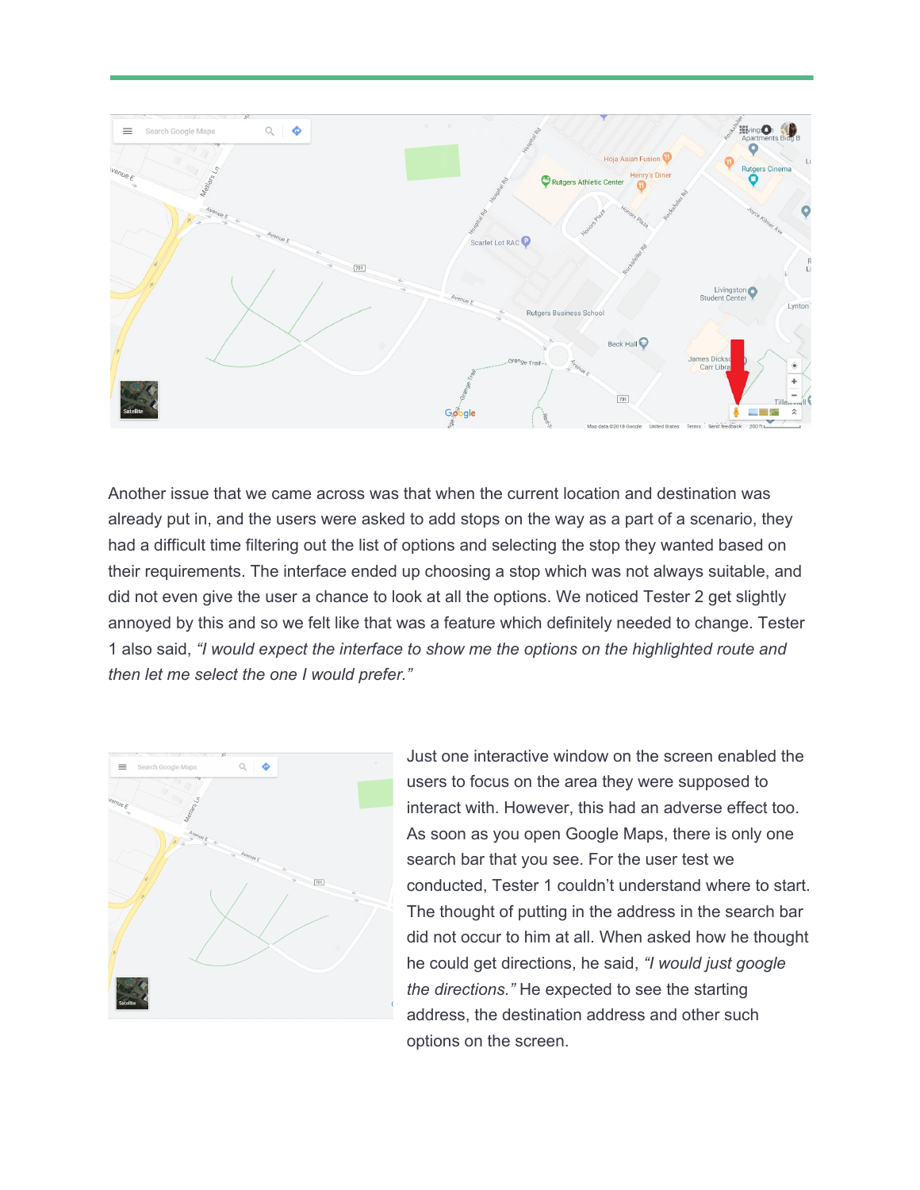Another issue that we came across was that when the current location and destination was already put in, and the users were asked to add stops on the way as a part of a scenario, they had a difficult time filtering out the list of options and selecting the stop they wanted based on their requirements. The interface ended up choosing a stop which was not always suitable, and did not even give the user a chance to look at all the options. We noticed Tester 2 get slightly annoyed by this and so we felt like that was a feature which definitely needed to change. Tester 1 also said, *"I would expect the interface to show me the options on the highlighted route and then let me select the one I would prefer."*

Just one interactive window on the screen enabled the users to focus on the area they were supposed to interact with. However, this had an adverse effect too. As soon as you open Google Maps, there is only one search bar that you see. For the user test we conducted, Tester 1 couldn't understand where to start. The thought of putting in the address in the search bar did not occur to him at all. When asked how he thought he could get directions, he said, *"I would just google the directions."* He expected to see the starting address, the destination address and other such options on the screen.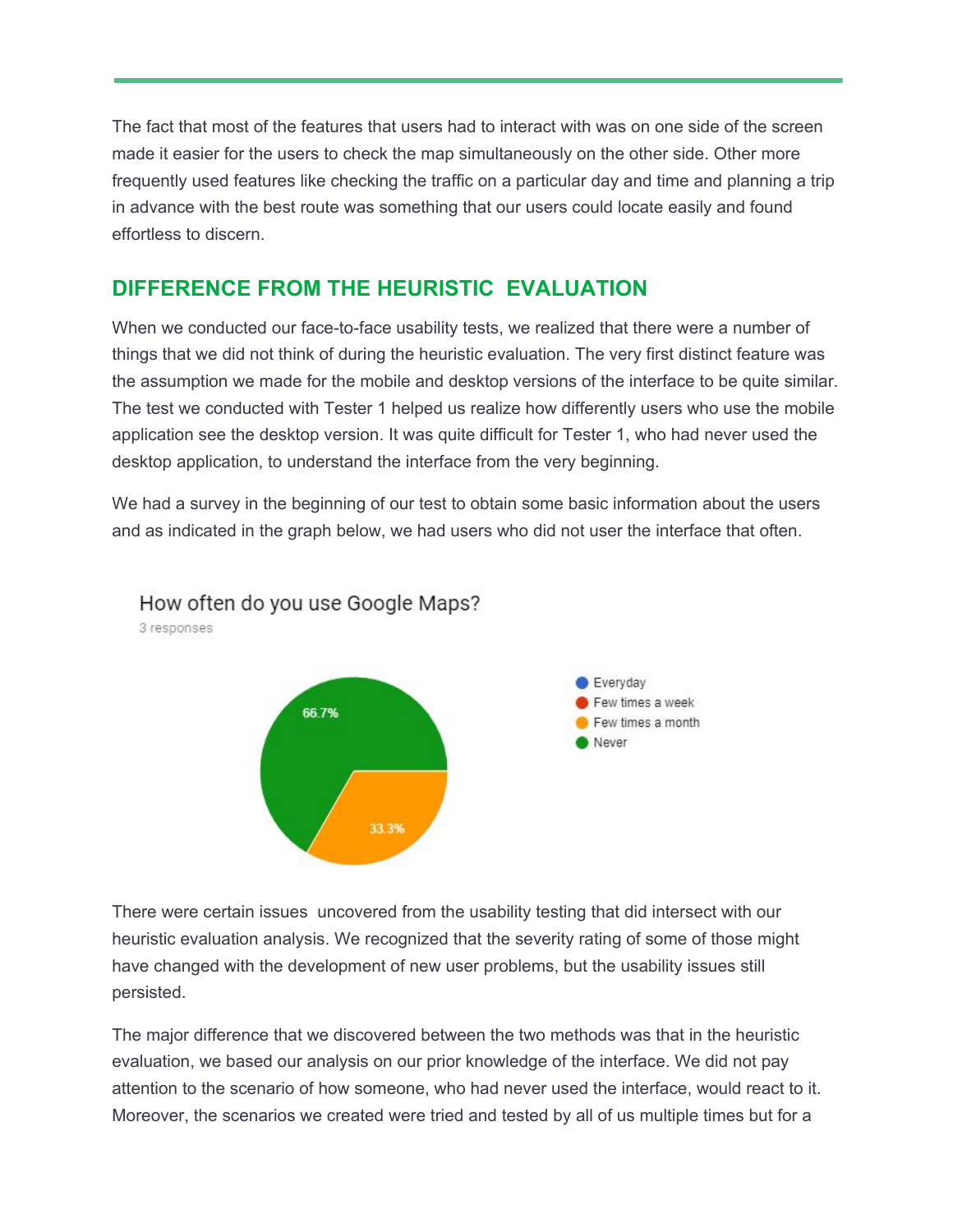The fact that most of the features that users had to interact with was on one side of the screen made it easier for the users to check the map simultaneously on the other side. Other more frequently used features like checking the traffic on a particular day and time and planning a trip in advance with the best route was something that our users could locate easily and found effortless to discern.

## DIFFERENCE FROM THE HEURISTIC EVALUATION

When we conducted our face-to-face usability tests, we realized that there were a number of things that we did not think of during the heuristic evaluation. The very first distinct feature was the assumption we made for the mobile and desktop versions of the interface to be quite similar. The test we conducted with Tester 1 helped us realize how differently users who use the mobile application see the desktop version. It was quite difficult for Tester 1, who had never used the desktop application, to understand the interface from the very beginning.

We had a survey in the beginning of our test to obtain some basic information about the users and as indicated in the graph below, we had users who did not user the interface that often.

How often do you use Google Maps?
3 responses

- Everyday
- Few times a week
- Few times a month: 33.3%
- Never: 66.7%

There were certain issues uncovered from the usability testing that did intersect with our heuristic evaluation analysis. We recognized that the severity rating of some of those might have changed with the development of new user problems, but the usability issues still persisted.

The major difference that we discovered between the two methods was that in the heuristic evaluation, we based our analysis on our prior knowledge of the interface. We did not pay attention to the scenario of how someone, who had never used the interface, would react to it. Moreover, the scenarios we created were tried and tested by all of us multiple times but for a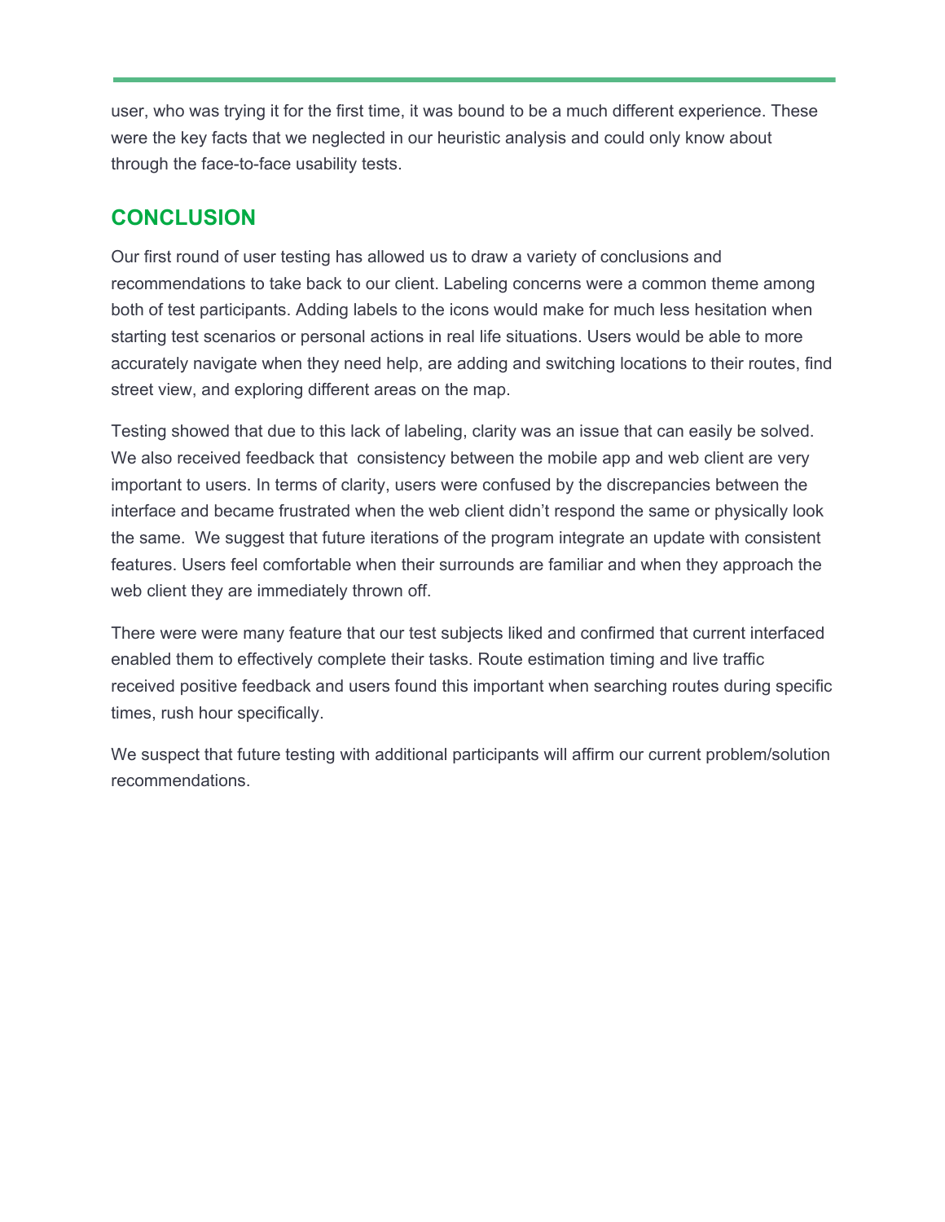user, who was trying it for the first time, it was bound to be a much different experience. These were the key facts that we neglected in our heuristic analysis and could only know about through the face-to-face usability tests.

## CONCLUSION

Our first round of user testing has allowed us to draw a variety of conclusions and recommendations to take back to our client. Labeling concerns were a common theme among both of test participants. Adding labels to the icons would make for much less hesitation when starting test scenarios or personal actions in real life situations. Users would be able to more accurately navigate when they need help, are adding and switching locations to their routes, find street view, and exploring different areas on the map.

Testing showed that due to this lack of labeling, clarity was an issue that can easily be solved. We also received feedback that  consistency between the mobile app and web client are very important to users. In terms of clarity, users were confused by the discrepancies between the interface and became frustrated when the web client didn't respond the same or physically look the same.  We suggest that future iterations of the program integrate an update with consistent features. Users feel comfortable when their surrounds are familiar and when they approach the web client they are immediately thrown off.

There were were many feature that our test subjects liked and confirmed that current interfaced enabled them to effectively complete their tasks. Route estimation timing and live traffic received positive feedback and users found this important when searching routes during specific times, rush hour specifically.

We suspect that future testing with additional participants will affirm our current problem/solution recommendations.